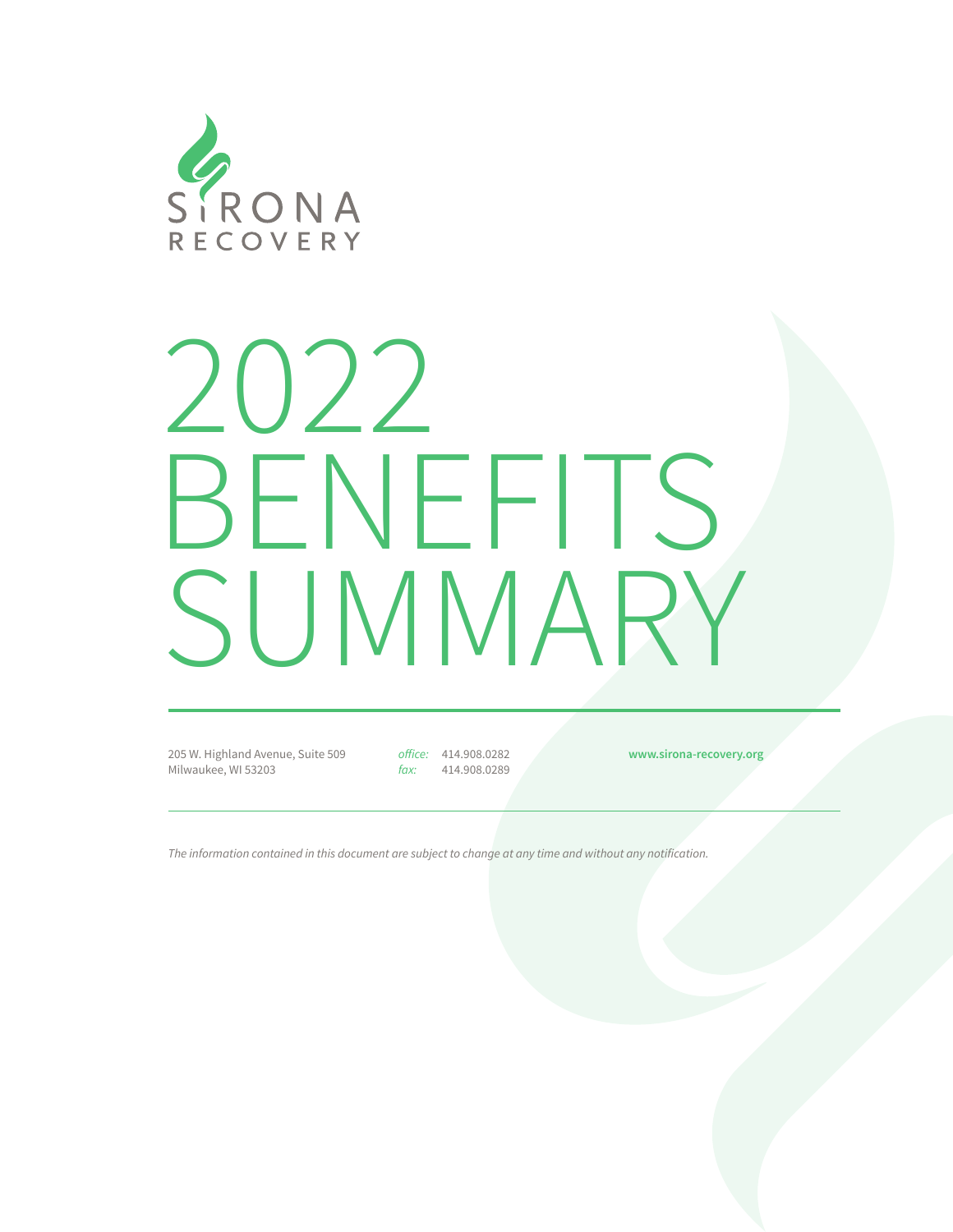SIRONA
RECOVERY

# 2022 BENEFITS SUMMARY

205 W. Highland Avenue, Suite 509
Milwaukee, WI 53203

*office:* 414.908.0282
*fax:* 414.908.0289

**www.sirona-recovery.org**

*The information contained in this document are subject to change at any time and without any notification.*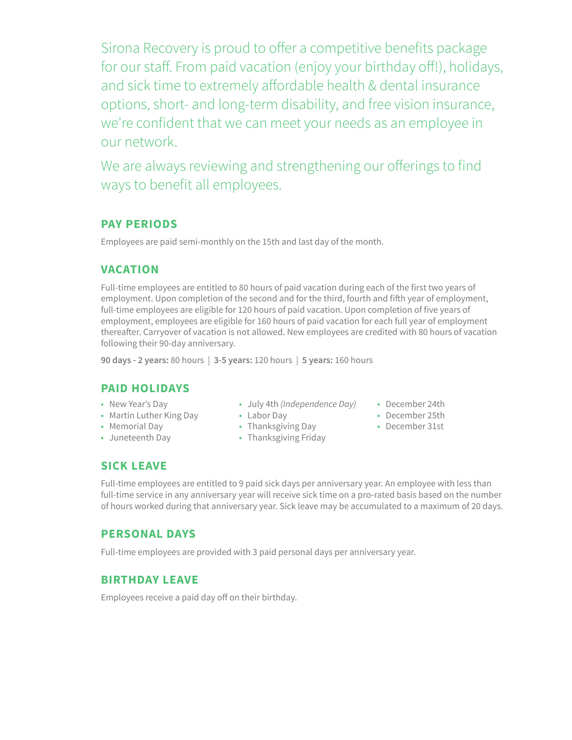Sirona Recovery is proud to offer a competitive benefits package for our staff. From paid vacation (enjoy your birthday off!), holidays, and sick time to extremely affordable health & dental insurance options, short- and long-term disability, and free vision insurance, we're confident that we can meet your needs as an employee in our network.

We are always reviewing and strengthening our offerings to find ways to benefit all employees.

## PAY PERIODS

Employees are paid semi-monthly on the 15th and last day of the month.

## VACATION

Full-time employees are entitled to 80 hours of paid vacation during each of the first two years of employment. Upon completion of the second and for the third, fourth and fifth year of employment, full-time employees are eligible for 120 hours of paid vacation. Upon completion of five years of employment, employees are eligible for 160 hours of paid vacation for each full year of employment thereafter. Carryover of vacation is not allowed. New employees are credited with 80 hours of vacation following their 90-day anniversary.

**90 days - 2 years:** 80 hours | **3-5 years:** 120 hours | **5 years:** 160 hours

## PAID HOLIDAYS

- New Year's Day
- Martin Luther King Day
- Memorial Day
- Juneteenth Day
- July 4th *(Independence Day)*
- Labor Day
- Thanksgiving Day
- Thanksgiving Friday
- December 24th
- December 25th
- December 31st

## SICK LEAVE

Full-time employees are entitled to 9 paid sick days per anniversary year. An employee with less than full-time service in any anniversary year will receive sick time on a pro-rated basis based on the number of hours worked during that anniversary year. Sick leave may be accumulated to a maximum of 20 days.

## PERSONAL DAYS

Full-time employees are provided with 3 paid personal days per anniversary year.

## BIRTHDAY LEAVE

Employees receive a paid day off on their birthday.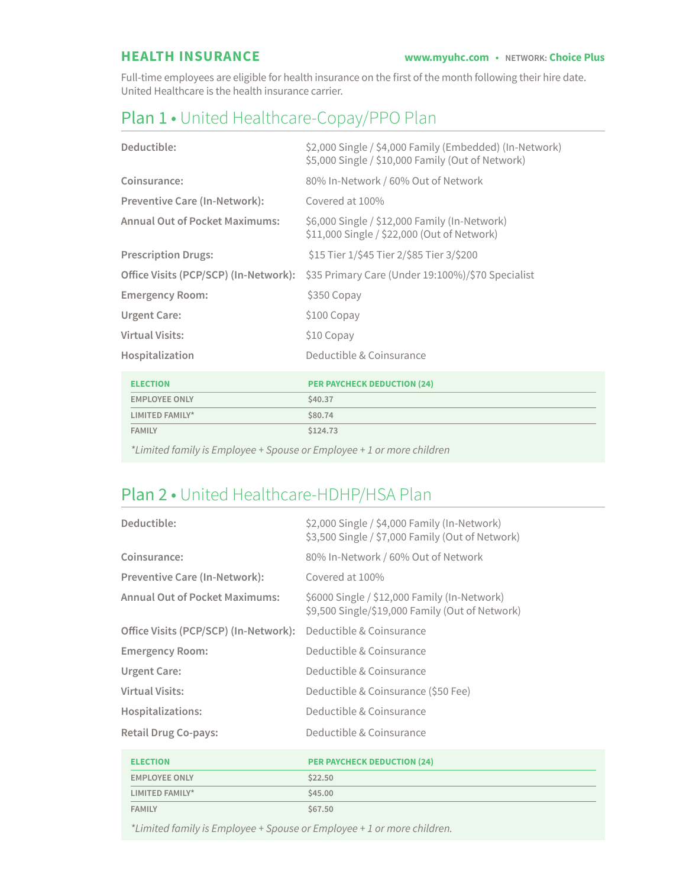## HEALTH INSURANCE

www.myuhc.com • NETWORK: Choice Plus

Full-time employees are eligible for health insurance on the first of the month following their hire date. United Healthcare is the health insurance carrier.

## Plan 1 • United Healthcare-Copay/PPO Plan

| | |
|---|---|
| **Deductible:** | $2,000 Single / $4,000 Family (Embedded) (In-Network)<br>$5,000 Single / $10,000 Family (Out of Network) |
| **Coinsurance:** | 80% In-Network / 60% Out of Network |
| **Preventive Care (In-Network):** | Covered at 100% |
| **Annual Out of Pocket Maximums:** | $6,000 Single / $12,000 Family (In-Network)<br>$11,000 Single / $22,000 (Out of Network) |
| **Prescription Drugs:** | $15 Tier 1/$45 Tier 2/$85 Tier 3/$200 |
| **Office Visits (PCP/SCP) (In-Network):** | $35 Primary Care (Under 19:100%)/$70 Specialist |
| **Emergency Room:** | $350 Copay |
| **Urgent Care:** | $100 Copay |
| **Virtual Visits:** | $10 Copay |
| **Hospitalization** | Deductible & Coinsurance |

| ELECTION | PER PAYCHECK DEDUCTION (24) |
|---|---|
| EMPLOYEE ONLY | $40.37 |
| LIMITED FAMILY* | $80.74 |
| FAMILY | $124.73 |

*Limited family is Employee + Spouse or Employee + 1 or more children*

## Plan 2 • United Healthcare-HDHP/HSA Plan

| | |
|---|---|
| **Deductible:** | $2,000 Single / $4,000 Family (In-Network)<br>$3,500 Single / $7,000 Family (Out of Network) |
| **Coinsurance:** | 80% In-Network / 60% Out of Network |
| **Preventive Care (In-Network):** | Covered at 100% |
| **Annual Out of Pocket Maximums:** | $6000 Single / $12,000 Family (In-Network)<br>$9,500 Single/$19,000 Family (Out of Network) |
| **Office Visits (PCP/SCP) (In-Network):** | Deductible & Coinsurance |
| **Emergency Room:** | Deductible & Coinsurance |
| **Urgent Care:** | Deductible & Coinsurance |
| **Virtual Visits:** | Deductible & Coinsurance ($50 Fee) |
| **Hospitalizations:** | Deductible & Coinsurance |
| **Retail Drug Co-pays:** | Deductible & Coinsurance |

| ELECTION | PER PAYCHECK DEDUCTION (24) |
|---|---|
| EMPLOYEE ONLY | $22.50 |
| LIMITED FAMILY* | $45.00 |
| FAMILY | $67.50 |

*Limited family is Employee + Spouse or Employee + 1 or more children.*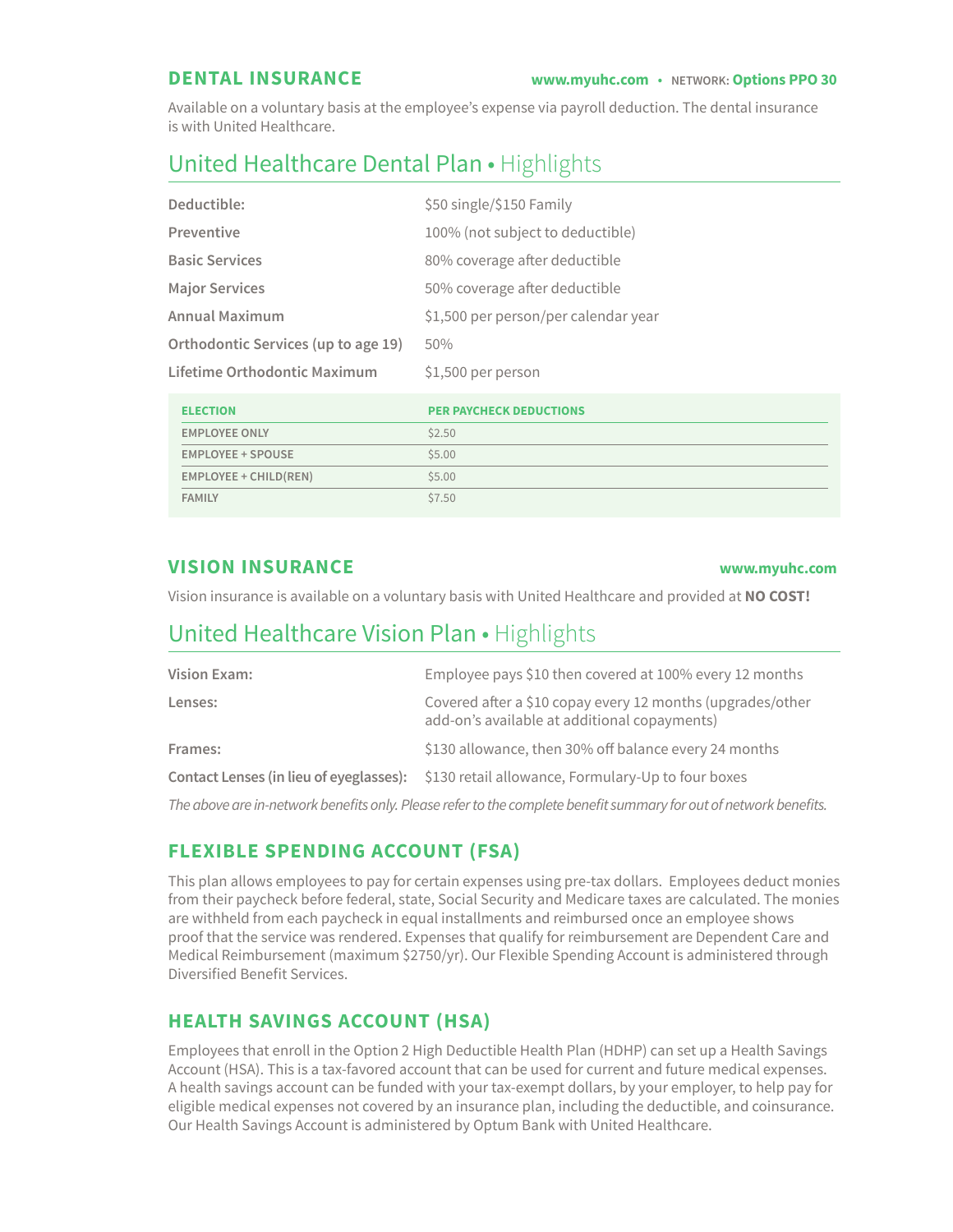## DENTAL INSURANCE

**www.myuhc.com** • NETWORK: **Options PPO 30**

Available on a voluntary basis at the employee's expense via payroll deduction. The dental insurance is with United Healthcare.

### United Healthcare Dental Plan • Highlights

| | |
|---|---|
| **Deductible:** | $50 single/$150 Family |
| **Preventive** | 100% (not subject to deductible) |
| **Basic Services** | 80% coverage after deductible |
| **Major Services** | 50% coverage after deductible |
| **Annual Maximum** | $1,500 per person/per calendar year |
| **Orthodontic Services (up to age 19)** | 50% |
| **Lifetime Orthodontic Maximum** | $1,500 per person |

| ELECTION | PER PAYCHECK DEDUCTIONS |
|---|---|
| EMPLOYEE ONLY | $2.50 |
| EMPLOYEE + SPOUSE | $5.00 |
| EMPLOYEE + CHILD(REN) | $5.00 |
| FAMILY | $7.50 |

## VISION INSURANCE

**www.myuhc.com**

Vision insurance is available on a voluntary basis with United Healthcare and provided at **NO COST!**

### United Healthcare Vision Plan • Highlights

| | |
|---|---|
| **Vision Exam:** | Employee pays $10 then covered at 100% every 12 months |
| **Lenses:** | Covered after a $10 copay every 12 months (upgrades/other add-on's available at additional copayments) |
| **Frames:** | $130 allowance, then 30% off balance every 24 months |
| **Contact Lenses (in lieu of eyeglasses):** | $130 retail allowance, Formulary-Up to four boxes |

*The above are in-network benefits only. Please refer to the complete benefit summary for out of network benefits.*

## FLEXIBLE SPENDING ACCOUNT (FSA)

This plan allows employees to pay for certain expenses using pre-tax dollars. Employees deduct monies from their paycheck before federal, state, Social Security and Medicare taxes are calculated. The monies are withheld from each paycheck in equal installments and reimbursed once an employee shows proof that the service was rendered. Expenses that qualify for reimbursement are Dependent Care and Medical Reimbursement (maximum $2750/yr). Our Flexible Spending Account is administered through Diversified Benefit Services.

## HEALTH SAVINGS ACCOUNT (HSA)

Employees that enroll in the Option 2 High Deductible Health Plan (HDHP) can set up a Health Savings Account (HSA). This is a tax-favored account that can be used for current and future medical expenses. A health savings account can be funded with your tax-exempt dollars, by your employer, to help pay for eligible medical expenses not covered by an insurance plan, including the deductible, and coinsurance. Our Health Savings Account is administered by Optum Bank with United Healthcare.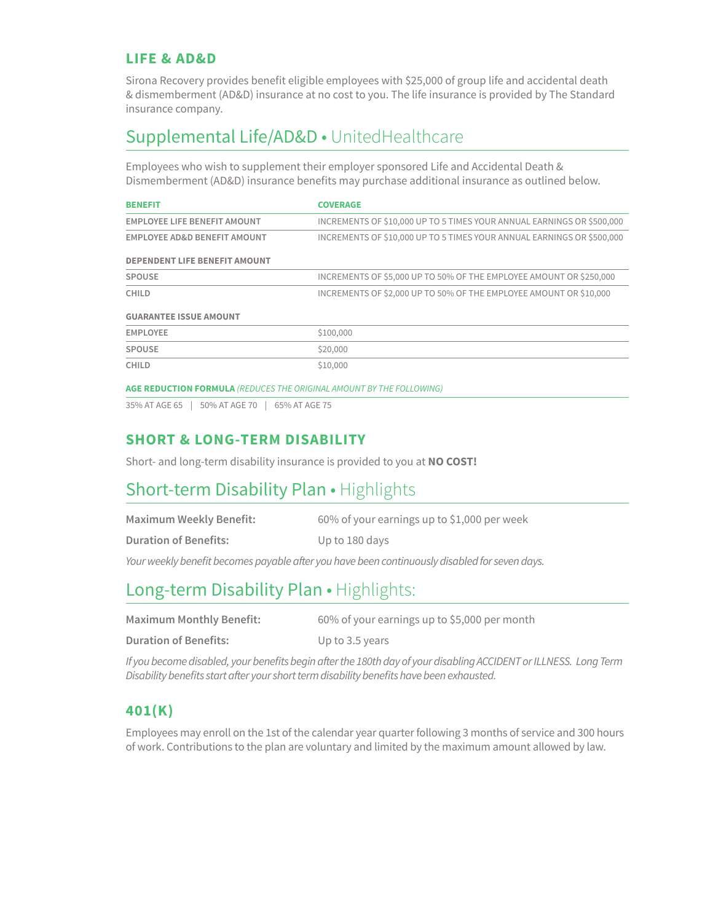## LIFE & AD&D

Sirona Recovery provides benefit eligible employees with $25,000 of group life and accidental death & dismemberment (AD&D) insurance at no cost to you. The life insurance is provided by The Standard insurance company.

## Supplemental Life/AD&D • UnitedHealthcare

Employees who wish to supplement their employer sponsored Life and Accidental Death & Dismemberment (AD&D) insurance benefits may purchase additional insurance as outlined below.

| BENEFIT | COVERAGE |
|---|---|
| EMPLOYEE LIFE BENEFIT AMOUNT | INCREMENTS OF $10,000 UP TO 5 TIMES YOUR ANNUAL EARNINGS OR $500,000 |
| EMPLOYEE AD&D BENEFIT AMOUNT | INCREMENTS OF $10,000 UP TO 5 TIMES YOUR ANNUAL EARNINGS OR $500,000 |
| **DEPENDENT LIFE BENEFIT AMOUNT** | |
| SPOUSE | INCREMENTS OF $5,000 UP TO 50% OF THE EMPLOYEE AMOUNT OR $250,000 |
| CHILD | INCREMENTS OF $2,000 UP TO 50% OF THE EMPLOYEE AMOUNT OR $10,000 |
| **GUARANTEE ISSUE AMOUNT** | |
| EMPLOYEE | $100,000 |
| SPOUSE | $20,000 |
| CHILD | $10,000 |

**AGE REDUCTION FORMULA** *(REDUCES THE ORIGINAL AMOUNT BY THE FOLLOWING)*

35% AT AGE 65 | 50% AT AGE 70 | 65% AT AGE 75

## SHORT & LONG-TERM DISABILITY

Short- and long-term disability insurance is provided to you at **NO COST!**

## Short-term Disability Plan • Highlights

| | |
|---|---|
| **Maximum Weekly Benefit:** | 60% of your earnings up to $1,000 per week |
| **Duration of Benefits:** | Up to 180 days |

*Your weekly benefit becomes payable after you have been continuously disabled for seven days.*

## Long-term Disability Plan • Highlights:

| | |
|---|---|
| **Maximum Monthly Benefit:** | 60% of your earnings up to $5,000 per month |
| **Duration of Benefits:** | Up to 3.5 years |

*If you become disabled, your benefits begin after the 180th day of your disabling ACCIDENT or ILLNESS. Long Term Disability benefits start after your short term disability benefits have been exhausted.*

## 401(K)

Employees may enroll on the 1st of the calendar year quarter following 3 months of service and 300 hours of work. Contributions to the plan are voluntary and limited by the maximum amount allowed by law.